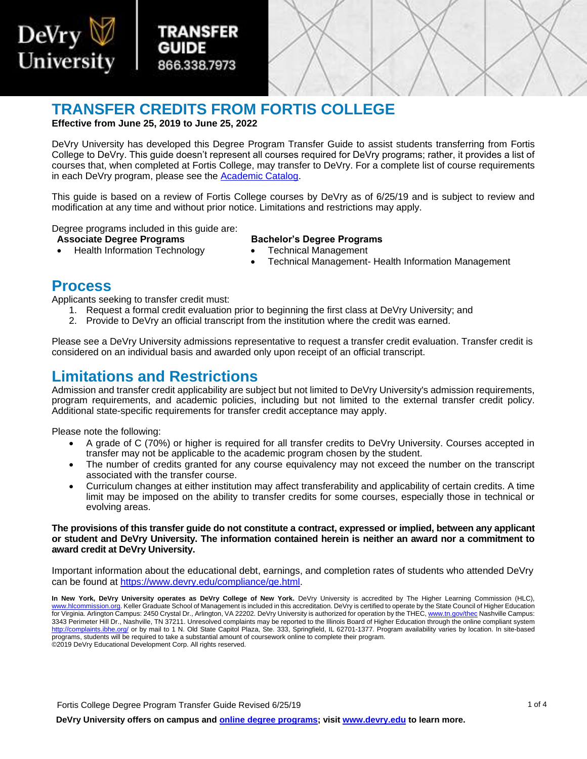DeVry University | TRANSFER GUIDE 866.338.7973

# TRANSFER CREDITS FROM FORTIS COLLEGE

**Effective from June 25, 2019 to June 25, 2022**

DeVry University has developed this Degree Program Transfer Guide to assist students transferring from Fortis College to DeVry. This guide doesn't represent all courses required for DeVry programs; rather, it provides a list of courses that, when completed at Fortis College, may transfer to DeVry. For a complete list of course requirements in each DeVry program, please see the [Academic Catalog](Academic Catalog).

This guide is based on a review of Fortis College courses by DeVry as of 6/25/19 and is subject to review and modification at any time and without prior notice. Limitations and restrictions may apply.

Degree programs included in this guide are:

**Associate Degree Programs**

- Health Information Technology

**Bachelor's Degree Programs**

- Technical Management
- Technical Management- Health Information Management

## Process

Applicants seeking to transfer credit must:

1. Request a formal credit evaluation prior to beginning the first class at DeVry University; and
2. Provide to DeVry an official transcript from the institution where the credit was earned.

Please see a DeVry University admissions representative to request a transfer credit evaluation. Transfer credit is considered on an individual basis and awarded only upon receipt of an official transcript.

## Limitations and Restrictions

Admission and transfer credit applicability are subject but not limited to DeVry University's admission requirements, program requirements, and academic policies, including but not limited to the external transfer credit policy. Additional state-specific requirements for transfer credit acceptance may apply.

Please note the following:

- A grade of C (70%) or higher is required for all transfer credits to DeVry University. Courses accepted in transfer may not be applicable to the academic program chosen by the student.
- The number of credits granted for any course equivalency may not exceed the number on the transcript associated with the transfer course.
- Curriculum changes at either institution may affect transferability and applicability of certain credits. A time limit may be imposed on the ability to transfer credits for some courses, especially those in technical or evolving areas.

**The provisions of this transfer guide do not constitute a contract, expressed or implied, between any applicant or student and DeVry University. The information contained herein is neither an award nor a commitment to award credit at DeVry University.**

Important information about the educational debt, earnings, and completion rates of students who attended DeVry can be found at https://www.devry.edu/compliance/ge.html.

**In New York, DeVry University operates as DeVry College of New York.** DeVry University is accredited by The Higher Learning Commission (HLC), www.hlcommission.org. Keller Graduate School of Management is included in this accreditation. DeVry is certified to operate by the State Council of Higher Education for Virginia. Arlington Campus: 2450 Crystal Dr., Arlington, VA 22202. DeVry University is authorized for operation by the THEC, www.tn.gov/thec Nashville Campus: 3343 Perimeter Hill Dr., Nashville, TN 37211. Unresolved complaints may be reported to the Illinois Board of Higher Education through the online compliant system http://complaints.ibhe.org/ or by mail to 1 N. Old State Capitol Plaza, Ste. 333, Springfield, IL 62701-1377. Program availability varies by location. In site-based programs, students will be required to take a substantial amount of coursework online to complete their program.
©2019 DeVry Educational Development Corp. All rights reserved.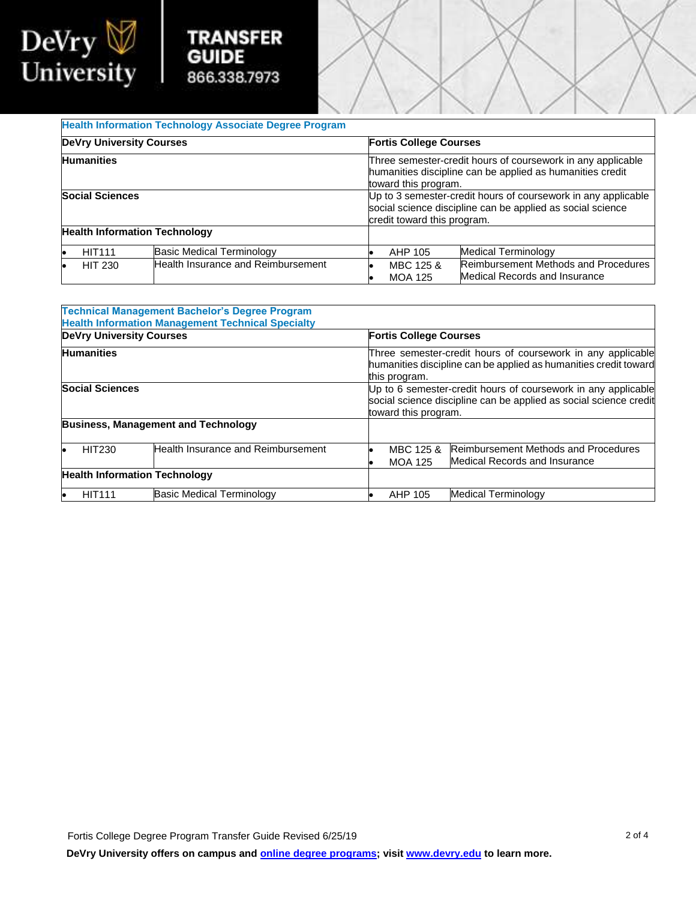| Health Information Technology Associate Degree Program | | | |
|---|---|---|---|
| **DeVry University Courses** | | **Fortis College Courses** | |
| **Humanities** | | Three semester-credit hours of coursework in any applicable humanities discipline can be applied as humanities credit toward this program. | |
| **Social Sciences** | | Up to 3 semester-credit hours of coursework in any applicable social science discipline can be applied as social science credit toward this program. | |
| **Health Information Technology** | | | |
| • HIT111 | Basic Medical Terminology | • AHP 105 | Medical Terminology |
| • HIT 230 | Health Insurance and Reimbursement | • MBC 125 & <br> • MOA 125 | Reimbursement Methods and Procedures <br> Medical Records and Insurance |

| Technical Management Bachelor's Degree Program<br>Health Information Management Technical Specialty | | | |
|---|---|---|---|
| **DeVry University Courses** | | **Fortis College Courses** | |
| **Humanities** | | Three semester-credit hours of coursework in any applicable humanities discipline can be applied as humanities credit toward this program. | |
| **Social Sciences** | | Up to 6 semester-credit hours of coursework in any applicable social science discipline can be applied as social science credit toward this program. | |
| **Business, Management and Technology** | | | |
| • HIT230 | Health Insurance and Reimbursement | • MBC 125 & <br> • MOA 125 | Reimbursement Methods and Procedures <br> Medical Records and Insurance |
| **Health Information Technology** | | | |
| • HIT111 | Basic Medical Terminology | • AHP 105 | Medical Terminology |

Fortis College Degree Program Transfer Guide Revised 6/25/19

**DeVry University offers on campus and [online degree programs](); visit [www.devry.edu]() to learn more.**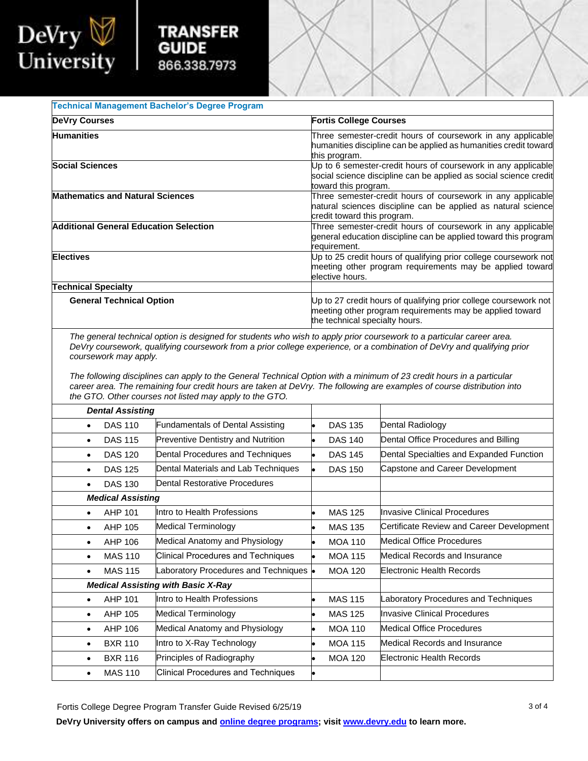| Technical Management Bachelor's Degree Program | |
|---|---|
| **DeVry Courses** | **Fortis College Courses** |
| **Humanities** | Three semester-credit hours of coursework in any applicable humanities discipline can be applied as humanities credit toward this program. |
| **Social Sciences** | Up to 6 semester-credit hours of coursework in any applicable social science discipline can be applied as social science credit toward this program. |
| **Mathematics and Natural Sciences** | Three semester-credit hours of coursework in any applicable natural sciences discipline can be applied as natural science credit toward this program. |
| **Additional General Education Selection** | Three semester-credit hours of coursework in any applicable general education discipline can be applied toward this program requirement. |
| **Electives** | Up to 25 credit hours of qualifying prior college coursework not meeting other program requirements may be applied toward elective hours. |
| **Technical Specialty** | |
| **General Technical Option** | Up to 27 credit hours of qualifying prior college coursework not meeting other program requirements may be applied toward the technical specialty hours. |

*The general technical option is designed for students who wish to apply prior coursework to a particular career area. DeVry coursework, qualifying coursework from a prior college experience, or a combination of DeVry and qualifying prior coursework may apply.*

*The following disciplines can apply to the General Technical Option with a minimum of 23 credit hours in a particular career area. The remaining four credit hours are taken at DeVry. The following are examples of course distribution into the GTO. Other courses not listed may apply to the GTO.*

| Course | Title | Course | Title |
|---|---|---|---|
| ***Dental Assisting*** | | | |
| DAS 110 | Fundamentals of Dental Assisting | DAS 135 | Dental Radiology |
| DAS 115 | Preventive Dentistry and Nutrition | DAS 140 | Dental Office Procedures and Billing |
| DAS 120 | Dental Procedures and Techniques | DAS 145 | Dental Specialties and Expanded Function |
| DAS 125 | Dental Materials and Lab Techniques | DAS 150 | Capstone and Career Development |
| DAS 130 | Dental Restorative Procedures | | |
| ***Medical Assisting*** | | | |
| AHP 101 | Intro to Health Professions | MAS 125 | Invasive Clinical Procedures |
| AHP 105 | Medical Terminology | MAS 135 | Certificate Review and Career Development |
| AHP 106 | Medical Anatomy and Physiology | MOA 110 | Medical Office Procedures |
| MAS 110 | Clinical Procedures and Techniques | MOA 115 | Medical Records and Insurance |
| MAS 115 | Laboratory Procedures and Techniques | MOA 120 | Electronic Health Records |
| ***Medical Assisting with Basic X-Ray*** | | | |
| AHP 101 | Intro to Health Professions | MAS 115 | Laboratory Procedures and Techniques |
| AHP 105 | Medical Terminology | MAS 125 | Invasive Clinical Procedures |
| AHP 106 | Medical Anatomy and Physiology | MOA 110 | Medical Office Procedures |
| BXR 110 | Intro to X-Ray Technology | MOA 115 | Medical Records and Insurance |
| BXR 116 | Principles of Radiography | MOA 120 | Electronic Health Records |
| MAS 110 | Clinical Procedures and Techniques | | |

Fortis College Degree Program Transfer Guide Revised 6/25/19

**DeVry University offers on campus and online degree programs; visit www.devry.edu to learn more.**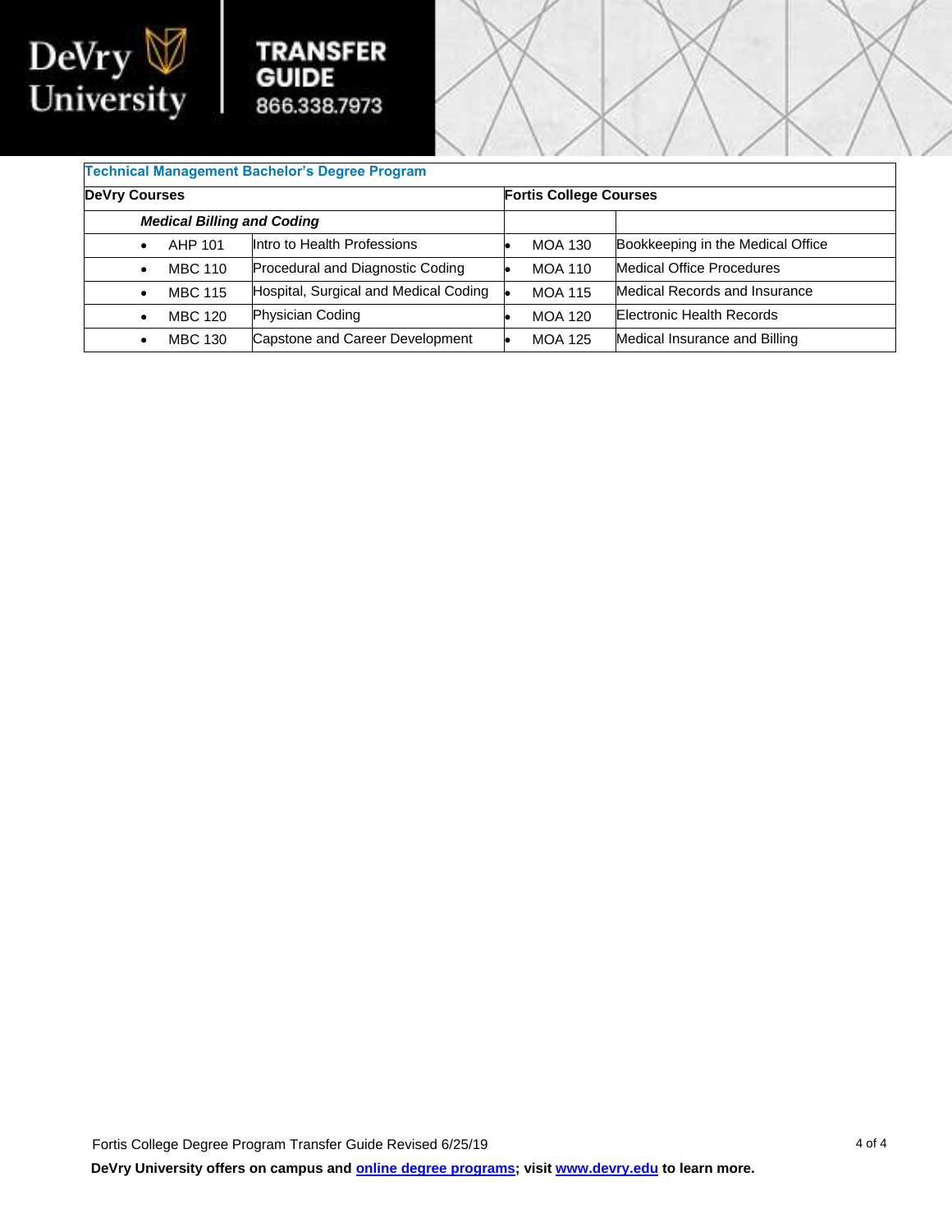| Technical Management Bachelor's Degree Program | | | |
|---|---|---|---|
| **DeVry Courses** | | **Fortis College Courses** | |
| ***Medical Billing and Coding*** | | | |
| • AHP 101 | Intro to Health Professions | • MOA 130 | Bookkeeping in the Medical Office |
| • MBC 110 | Procedural and Diagnostic Coding | • MOA 110 | Medical Office Procedures |
| • MBC 115 | Hospital, Surgical and Medical Coding | • MOA 115 | Medical Records and Insurance |
| • MBC 120 | Physician Coding | • MOA 120 | Electronic Health Records |
| • MBC 130 | Capstone and Career Development | • MOA 125 | Medical Insurance and Billing |